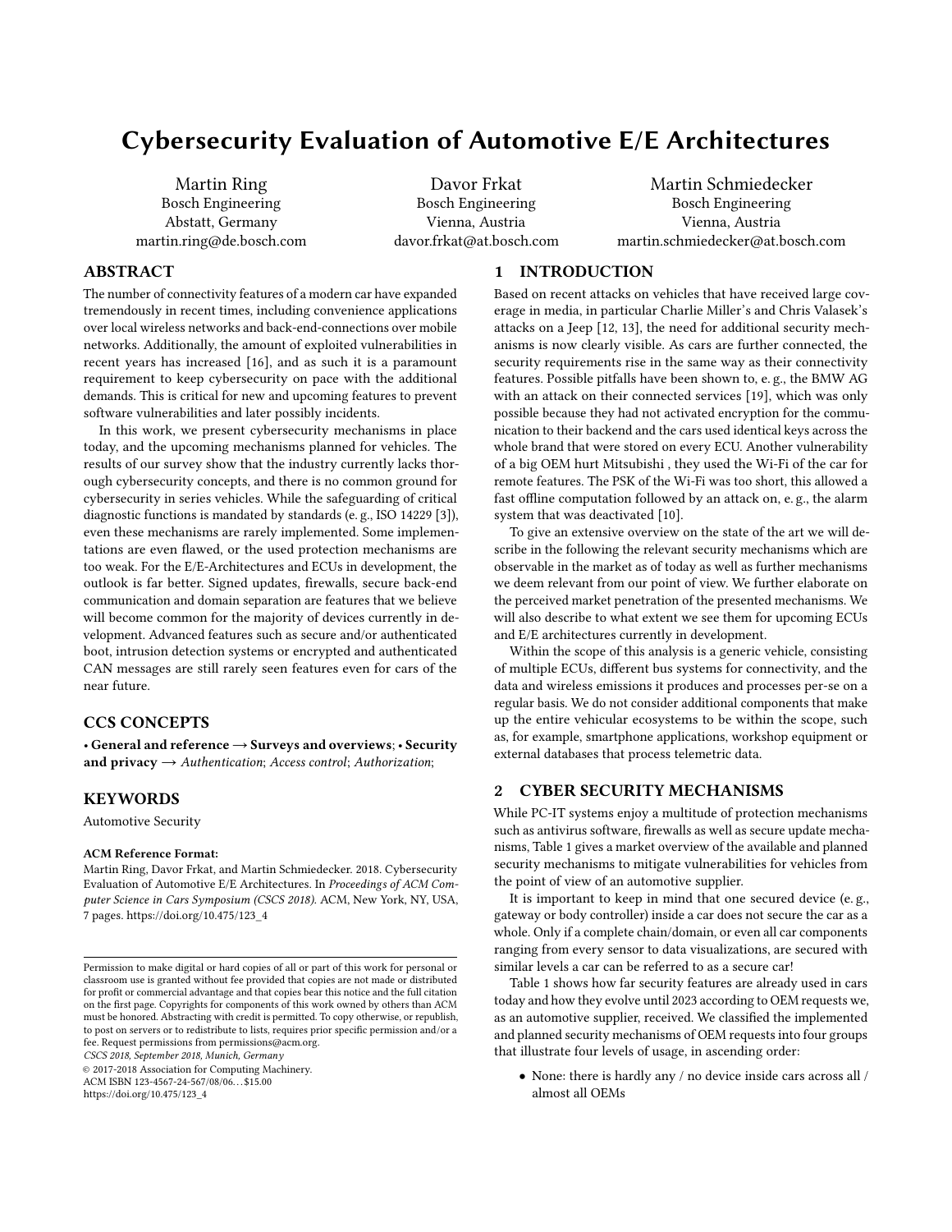# Cybersecurity Evaluation of Automotive E/E Architectures

Martin Ring
Bosch Engineering
Abstatt, Germany
martin.ring@de.bosch.com

Davor Frkat
Bosch Engineering
Vienna, Austria
davor.frkat@at.bosch.com

Martin Schmiedecker
Bosch Engineering
Vienna, Austria
martin.schmiedecker@at.bosch.com

## ABSTRACT

The number of connectivity features of a modern car have expanded tremendously in recent times, including convenience applications over local wireless networks and back-end-connections over mobile networks. Additionally, the amount of exploited vulnerabilities in recent years has increased [16], and as such it is a paramount requirement to keep cybersecurity on pace with the additional demands. This is critical for new and upcoming features to prevent software vulnerabilities and later possibly incidents.

In this work, we present cybersecurity mechanisms in place today, and the upcoming mechanisms planned for vehicles. The results of our survey show that the industry currently lacks thorough cybersecurity concepts, and there is no common ground for cybersecurity in series vehicles. While the safeguarding of critical diagnostic functions is mandated by standards (e. g., ISO 14229 [3]), even these mechanisms are rarely implemented. Some implementations are even flawed, or the used protection mechanisms are too weak. For the E/E-Architectures and ECUs in development, the outlook is far better. Signed updates, firewalls, secure back-end communication and domain separation are features that we believe will become common for the majority of devices currently in development. Advanced features such as secure and/or authenticated boot, intrusion detection systems or encrypted and authenticated CAN messages are still rarely seen features even for cars of the near future.

## CCS CONCEPTS

• **General and reference → Surveys and overviews**; • **Security and privacy** → *Authentication*; *Access control*; *Authorization*;

## KEYWORDS

Automotive Security

**ACM Reference Format:**

Martin Ring, Davor Frkat, and Martin Schmiedecker. 2018. Cybersecurity Evaluation of Automotive E/E Architectures. In *Proceedings of ACM Computer Science in Cars Symposium (CSCS 2018).* ACM, New York, NY, USA, 7 pages. https://doi.org/10.475/123_4

Permission to make digital or hard copies of all or part of this work for personal or classroom use is granted without fee provided that copies are not made or distributed for profit or commercial advantage and that copies bear this notice and the full citation on the first page. Copyrights for components of this work owned by others than ACM must be honored. Abstracting with credit is permitted. To copy otherwise, or republish, to post on servers or to redistribute to lists, requires prior specific permission and/or a fee. Request permissions from permissions@acm.org.
*CSCS 2018, September 2018, Munich, Germany*
© 2017-2018 Association for Computing Machinery.
ACM ISBN 123-4567-24-567/08/06...$15.00
https://doi.org/10.475/123_4

## 1 INTRODUCTION

Based on recent attacks on vehicles that have received large coverage in media, in particular Charlie Miller's and Chris Valasek's attacks on a Jeep [12, 13], the need for additional security mechanisms is now clearly visible. As cars are further connected, the security requirements rise in the same way as their connectivity features. Possible pitfalls have been shown to, e. g., the BMW AG with an attack on their connected services [19], which was only possible because they had not activated encryption for the communication to their backend and the cars used identical keys across the whole brand that were stored on every ECU. Another vulnerability of a big OEM hurt Mitsubishi , they used the Wi-Fi of the car for remote features. The PSK of the Wi-Fi was too short, this allowed a fast offline computation followed by an attack on, e. g., the alarm system that was deactivated [10].

To give an extensive overview on the state of the art we will describe in the following the relevant security mechanisms which are observable in the market as of today as well as further mechanisms we deem relevant from our point of view. We further elaborate on the perceived market penetration of the presented mechanisms. We will also describe to what extent we see them for upcoming ECUs and E/E architectures currently in development.

Within the scope of this analysis is a generic vehicle, consisting of multiple ECUs, different bus systems for connectivity, and the data and wireless emissions it produces and processes per-se on a regular basis. We do not consider additional components that make up the entire vehicular ecosystems to be within the scope, such as, for example, smartphone applications, workshop equipment or external databases that process telemetric data.

## 2 CYBER SECURITY MECHANISMS

While PC-IT systems enjoy a multitude of protection mechanisms such as antivirus software, firewalls as well as secure update mechanisms, Table 1 gives a market overview of the available and planned security mechanisms to mitigate vulnerabilities for vehicles from the point of view of an automotive supplier.

It is important to keep in mind that one secured device (e. g., gateway or body controller) inside a car does not secure the car as a whole. Only if a complete chain/domain, or even all car components ranging from every sensor to data visualizations, are secured with similar levels a car can be referred to as a secure car!

Table 1 shows how far security features are already used in cars today and how they evolve until 2023 according to OEM requests we, as an automotive supplier, received. We classified the implemented and planned security mechanisms of OEM requests into four groups that illustrate four levels of usage, in ascending order:

- None: there is hardly any / no device inside cars across all / almost all OEMs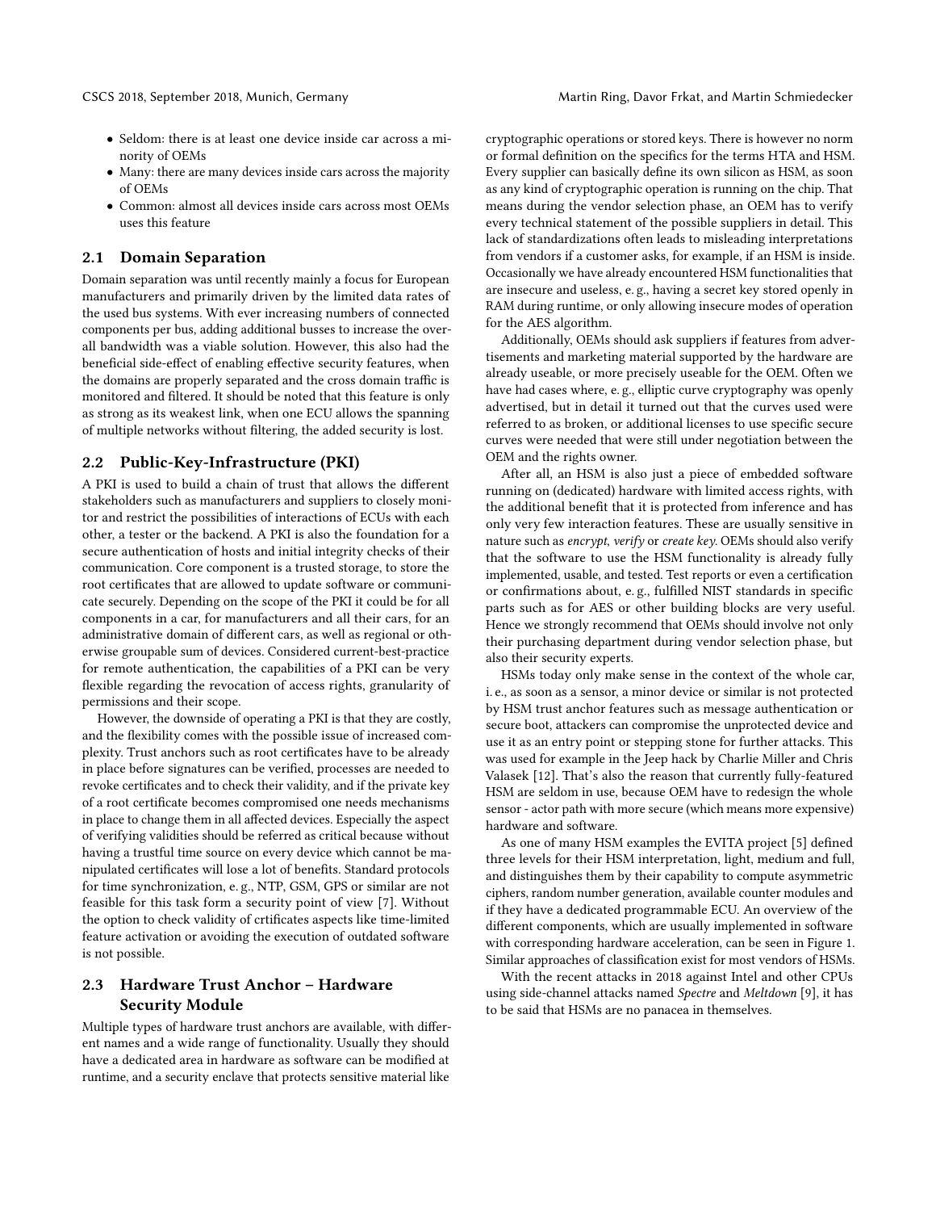- Seldom: there is at least one device inside car across a minority of OEMs
- Many: there are many devices inside cars across the majority of OEMs
- Common: almost all devices inside cars across most OEMs uses this feature

### 2.1 Domain Separation

Domain separation was until recently mainly a focus for European manufacturers and primarily driven by the limited data rates of the used bus systems. With ever increasing numbers of connected components per bus, adding additional busses to increase the overall bandwidth was a viable solution. However, this also had the beneficial side-effect of enabling effective security features, when the domains are properly separated and the cross domain traffic is monitored and filtered. It should be noted that this feature is only as strong as its weakest link, when one ECU allows the spanning of multiple networks without filtering, the added security is lost.

### 2.2 Public-Key-Infrastructure (PKI)

A PKI is used to build a chain of trust that allows the different stakeholders such as manufacturers and suppliers to closely monitor and restrict the possibilities of interactions of ECUs with each other, a tester or the backend. A PKI is also the foundation for a secure authentication of hosts and initial integrity checks of their communication. Core component is a trusted storage, to store the root certificates that are allowed to update software or communicate securely. Depending on the scope of the PKI it could be for all components in a car, for manufacturers and all their cars, for an administrative domain of different cars, as well as regional or otherwise groupable sum of devices. Considered current-best-practice for remote authentication, the capabilities of a PKI can be very flexible regarding the revocation of access rights, granularity of permissions and their scope.

However, the downside of operating a PKI is that they are costly, and the flexibility comes with the possible issue of increased complexity. Trust anchors such as root certificates have to be already in place before signatures can be verified, processes are needed to revoke certificates and to check their validity, and if the private key of a root certificate becomes compromised one needs mechanisms in place to change them in all affected devices. Especially the aspect of verifying validities should be referred as critical because without having a trustful time source on every device which cannot be manipulated certificates will lose a lot of benefits. Standard protocols for time synchronization, e. g., NTP, GSM, GPS or similar are not feasible for this task form a security point of view [7]. Without the option to check validity of crtificates aspects like time-limited feature activation or avoiding the execution of outdated software is not possible.

### 2.3 Hardware Trust Anchor – Hardware Security Module

Multiple types of hardware trust anchors are available, with different names and a wide range of functionality. Usually they should have a dedicated area in hardware as software can be modified at runtime, and a security enclave that protects sensitive material like cryptographic operations or stored keys. There is however no norm or formal definition on the specifics for the terms HTA and HSM. Every supplier can basically define its own silicon as HSM, as soon as any kind of cryptographic operation is running on the chip. That means during the vendor selection phase, an OEM has to verify every technical statement of the possible suppliers in detail. This lack of standardizations often leads to misleading interpretations from vendors if a customer asks, for example, if an HSM is inside. Occasionally we have already encountered HSM functionalities that are insecure and useless, e. g., having a secret key stored openly in RAM during runtime, or only allowing insecure modes of operation for the AES algorithm.

Additionally, OEMs should ask suppliers if features from advertisements and marketing material supported by the hardware are already useable, or more precisely useable for the OEM. Often we have had cases where, e. g., elliptic curve cryptography was openly advertised, but in detail it turned out that the curves used were referred to as broken, or additional licenses to use specific secure curves were needed that were still under negotiation between the OEM and the rights owner.

After all, an HSM is also just a piece of embedded software running on (dedicated) hardware with limited access rights, with the additional benefit that it is protected from inference and has only very few interaction features. These are usually sensitive in nature such as *encrypt*, *verify* or *create key*. OEMs should also verify that the software to use the HSM functionality is already fully implemented, usable, and tested. Test reports or even a certification or confirmations about, e. g., fulfilled NIST standards in specific parts such as for AES or other building blocks are very useful. Hence we strongly recommend that OEMs should involve not only their purchasing department during vendor selection phase, but also their security experts.

HSMs today only make sense in the context of the whole car, i. e., as soon as a sensor, a minor device or similar is not protected by HSM trust anchor features such as message authentication or secure boot, attackers can compromise the unprotected device and use it as an entry point or stepping stone for further attacks. This was used for example in the Jeep hack by Charlie Miller and Chris Valasek [12]. That's also the reason that currently fully-featured HSM are seldom in use, because OEM have to redesign the whole sensor - actor path with more secure (which means more expensive) hardware and software.

As one of many HSM examples the EVITA project [5] defined three levels for their HSM interpretation, light, medium and full, and distinguishes them by their capability to compute asymmetric ciphers, random number generation, available counter modules and if they have a dedicated programmable ECU. An overview of the different components, which are usually implemented in software with corresponding hardware acceleration, can be seen in Figure 1. Similar approaches of classification exist for most vendors of HSMs.

With the recent attacks in 2018 against Intel and other CPUs using side-channel attacks named *Spectre* and *Meltdown* [9], it has to be said that HSMs are no panacea in themselves.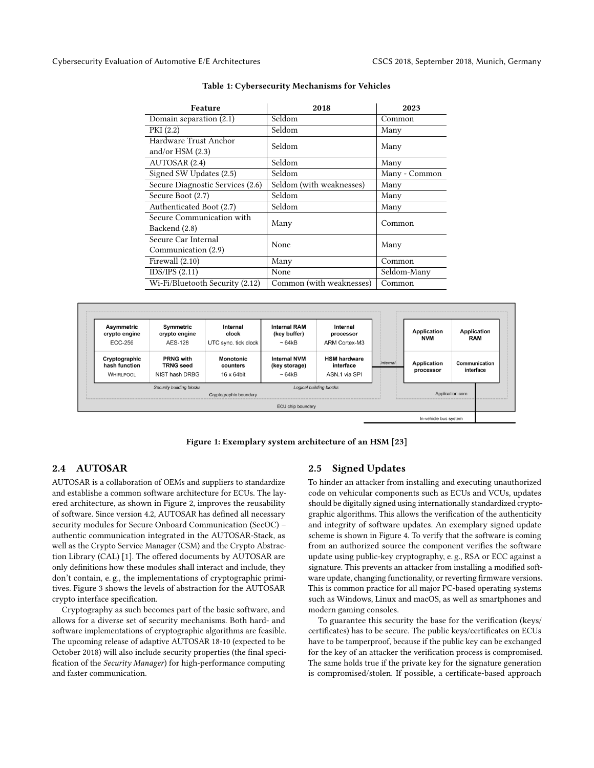**Table 1: Cybersecurity Mechanisms for Vehicles**

| Feature | 2018 | 2023 |
|---|---|---|
| Domain separation (2.1) | Seldom | Common |
| PKI (2.2) | Seldom | Many |
| Hardware Trust Anchor and/or HSM (2.3) | Seldom | Many |
| AUTOSAR (2.4) | Seldom | Many |
| Signed SW Updates (2.5) | Seldom | Many - Common |
| Secure Diagnostic Services (2.6) | Seldom (with weaknesses) | Many |
| Secure Boot (2.7) | Seldom | Many |
| Authenticated Boot (2.7) | Seldom | Many |
| Secure Communication with Backend (2.8) | Many | Common |
| Secure Car Internal Communication (2.9) | None | Many |
| Firewall (2.10) | Many | Common |
| IDS/IPS (2.11) | None | Seldom-Many |
| Wi-Fi/Bluetooth Security (2.12) | Common (with weaknesses) | Common |

Figure 1: Exemplary system architecture of an HSM [23]

## 2.4 AUTOSAR

AUTOSAR is a collaboration of OEMs and suppliers to standardize and establishe a common software architecture for ECUs. The layered architecture, as shown in Figure 2, improves the reusability of software. Since version 4.2, AUTOSAR has defined all necessary security modules for Secure Onboard Communication (SecOC) – authentic communication integrated in the AUTOSAR-Stack, as well as the Crypto Service Manager (CSM) and the Crypto Abstraction Library (CAL) [1]. The offered documents by AUTOSAR are only definitions how these modules shall interact and include, they don't contain, e. g., the implementations of cryptographic primitives. Figure 3 shows the levels of abstraction for the AUTOSAR crypto interface specification.

Cryptography as such becomes part of the basic software, and allows for a diverse set of security mechanisms. Both hard- and software implementations of cryptographic algorithms are feasible. The upcoming release of adaptive AUTOSAR 18-10 (expected to be October 2018) will also include security properties (the final specification of the *Security Manager*) for high-performance computing and faster communication.

## 2.5 Signed Updates

To hinder an attacker from installing and executing unauthorized code on vehicular components such as ECUs and VCUs, updates should be digitally signed using internationally standardized cryptographic algorithms. This allows the verification of the authenticity and integrity of software updates. An exemplary signed update scheme is shown in Figure 4. To verify that the software is coming from an authorized source the component verifies the software update using public-key cryptography, e. g., RSA or ECC against a signature. This prevents an attacker from installing a modified software update, changing functionality, or reverting firmware versions. This is common practice for all major PC-based operating systems such as Windows, Linux and macOS, as well as smartphones and modern gaming consoles.

To guarantee this security the base for the verification (keys/ certificates) has to be secure. The public keys/certificates on ECUs have to be tamperproof, because if the public key can be exchanged for the key of an attacker the verification process is compromised. The same holds true if the private key for the signature generation is compromised/stolen. If possible, a certificate-based approach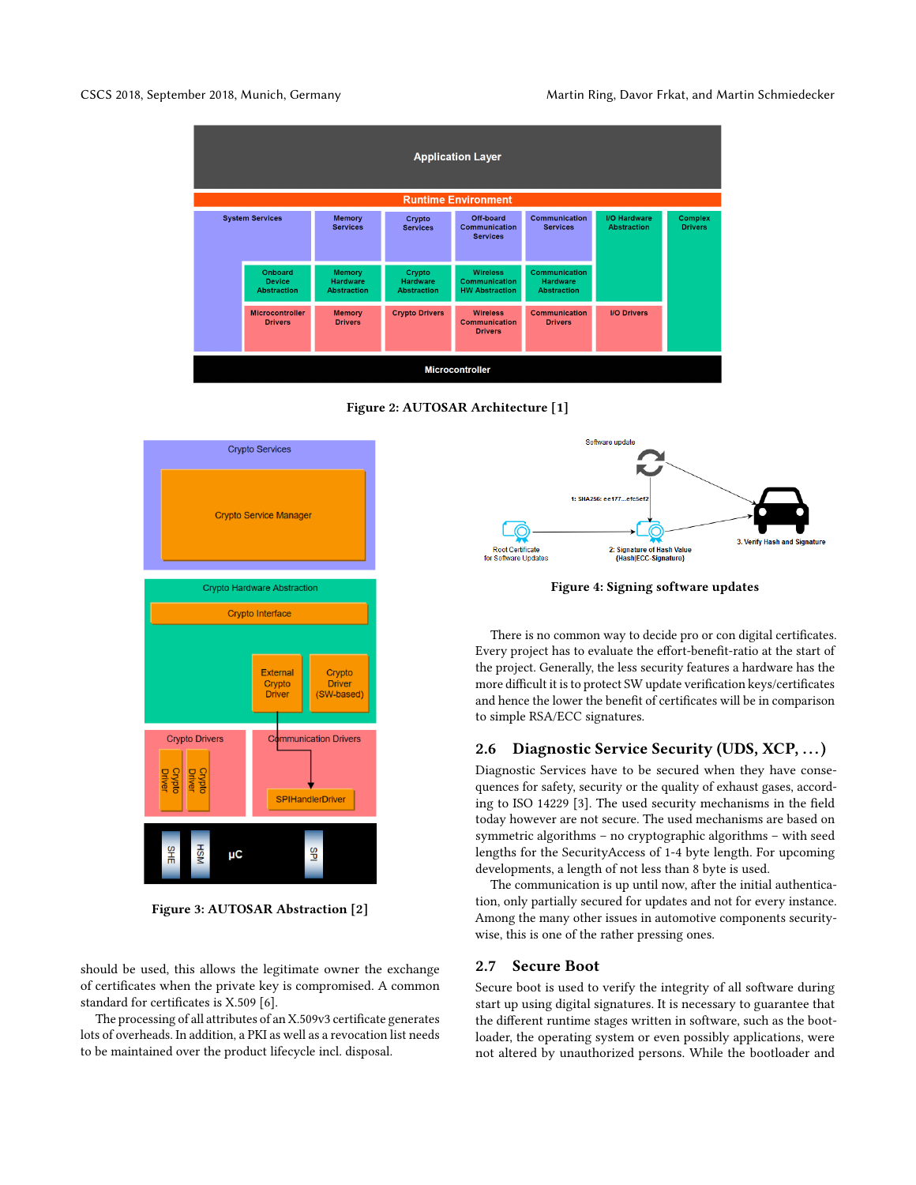Figure 2: AUTOSAR Architecture [1]

Figure 3: AUTOSAR Abstraction [2]

should be used, this allows the legitimate owner the exchange of certificates when the private key is compromised. A common standard for certificates is X.509 [6].

The processing of all attributes of an X.509v3 certificate generates lots of overheads. In addition, a PKI as well as a revocation list needs to be maintained over the product lifecycle incl. disposal.

Figure 4: Signing software updates

There is no common way to decide pro or con digital certificates. Every project has to evaluate the effort-benefit-ratio at the start of the project. Generally, the less security features a hardware has the more difficult it is to protect SW update verification keys/certificates and hence the lower the benefit of certificates will be in comparison to simple RSA/ECC signatures.

## 2.6 Diagnostic Service Security (UDS, XCP, ...)

Diagnostic Services have to be secured when they have consequences for safety, security or the quality of exhaust gases, according to ISO 14229 [3]. The used security mechanisms in the field today however are not secure. The used mechanisms are based on symmetric algorithms – no cryptographic algorithms – with seed lengths for the SecurityAccess of 1-4 byte length. For upcoming developments, a length of not less than 8 byte is used.

The communication is up until now, after the initial authentication, only partially secured for updates and not for every instance. Among the many other issues in automotive components security-wise, this is one of the rather pressing ones.

## 2.7 Secure Boot

Secure boot is used to verify the integrity of all software during start up using digital signatures. It is necessary to guarantee that the different runtime stages written in software, such as the bootloader, the operating system or even possibly applications, were not altered by unauthorized persons. While the bootloader and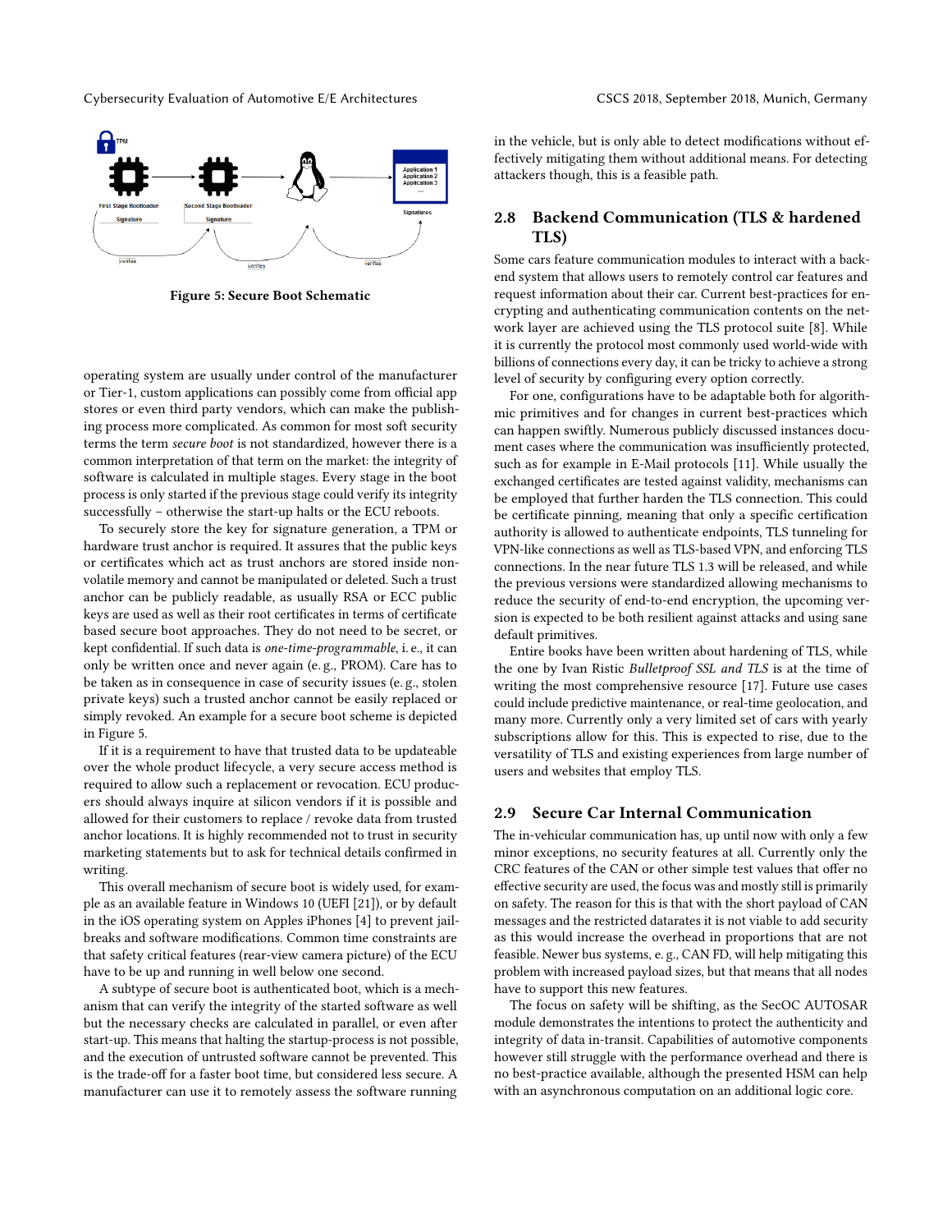Figure 5: Secure Boot Schematic

operating system are usually under control of the manufacturer or Tier-1, custom applications can possibly come from official app stores or even third party vendors, which can make the publishing process more complicated. As common for most soft security terms the term *secure boot* is not standardized, however there is a common interpretation of that term on the market: the integrity of software is calculated in multiple stages. Every stage in the boot process is only started if the previous stage could verify its integrity successfully – otherwise the start-up halts or the ECU reboots.

To securely store the key for signature generation, a TPM or hardware trust anchor is required. It assures that the public keys or certificates which act as trust anchors are stored inside non-volatile memory and cannot be manipulated or deleted. Such a trust anchor can be publicly readable, as usually RSA or ECC public keys are used as well as their root certificates in terms of certificate based secure boot approaches. They do not need to be secret, or kept confidential. If such data is *one-time-programmable*, i. e., it can only be written once and never again (e. g., PROM). Care has to be taken as in consequence in case of security issues (e. g., stolen private keys) such a trusted anchor cannot be easily replaced or simply revoked. An example for a secure boot scheme is depicted in Figure 5.

If it is a requirement to have that trusted data to be updateable over the whole product lifecycle, a very secure access method is required to allow such a replacement or revocation. ECU producers should always inquire at silicon vendors if it is possible and allowed for their customers to replace / revoke data from trusted anchor locations. It is highly recommended not to trust in security marketing statements but to ask for technical details confirmed in writing.

This overall mechanism of secure boot is widely used, for example as an available feature in Windows 10 (UEFI [21]), or by default in the iOS operating system on Apples iPhones [4] to prevent jailbreaks and software modifications. Common time constraints are that safety critical features (rear-view camera picture) of the ECU have to be up and running in well below one second.

A subtype of secure boot is authenticated boot, which is a mechanism that can verify the integrity of the started software as well but the necessary checks are calculated in parallel, or even after start-up. This means that halting the startup-process is not possible, and the execution of untrusted software cannot be prevented. This is the trade-off for a faster boot time, but considered less secure. A manufacturer can use it to remotely assess the software running in the vehicle, but is only able to detect modifications without effectively mitigating them without additional means. For detecting attackers though, this is a feasible path.

## 2.8 Backend Communication (TLS & hardened TLS)

Some cars feature communication modules to interact with a backend system that allows users to remotely control car features and request information about their car. Current best-practices for encrypting and authenticating communication contents on the network layer are achieved using the TLS protocol suite [8]. While it is currently the protocol most commonly used world-wide with billions of connections every day, it can be tricky to achieve a strong level of security by configuring every option correctly.

For one, configurations have to be adaptable both for algorithmic primitives and for changes in current best-practices which can happen swiftly. Numerous publicly discussed instances document cases where the communication was insufficiently protected, such as for example in E-Mail protocols [11]. While usually the exchanged certificates are tested against validity, mechanisms can be employed that further harden the TLS connection. This could be certificate pinning, meaning that only a specific certification authority is allowed to authenticate endpoints, TLS tunneling for VPN-like connections as well as TLS-based VPN, and enforcing TLS connections. In the near future TLS 1.3 will be released, and while the previous versions were standardized allowing mechanisms to reduce the security of end-to-end encryption, the upcoming version is expected to be both resilient against attacks and using sane default primitives.

Entire books have been written about hardening of TLS, while the one by Ivan Ristic *Bulletproof SSL and TLS* is at the time of writing the most comprehensive resource [17]. Future use cases could include predictive maintenance, or real-time geolocation, and many more. Currently only a very limited set of cars with yearly subscriptions allow for this. This is expected to rise, due to the versatility of TLS and existing experiences from large number of users and websites that employ TLS.

## 2.9 Secure Car Internal Communication

The in-vehicular communication has, up until now with only a few minor exceptions, no security features at all. Currently only the CRC features of the CAN or other simple test values that offer no effective security are used, the focus was and mostly still is primarily on safety. The reason for this is that with the short payload of CAN messages and the restricted datarates it is not viable to add security as this would increase the overhead in proportions that are not feasible. Newer bus systems, e. g., CAN FD, will help mitigating this problem with increased payload sizes, but that means that all nodes have to support this new features.

The focus on safety will be shifting, as the SecOC AUTOSAR module demonstrates the intentions to protect the authenticity and integrity of data in-transit. Capabilities of automotive components however still struggle with the performance overhead and there is no best-practice available, although the presented HSM can help with an asynchronous computation on an additional logic core.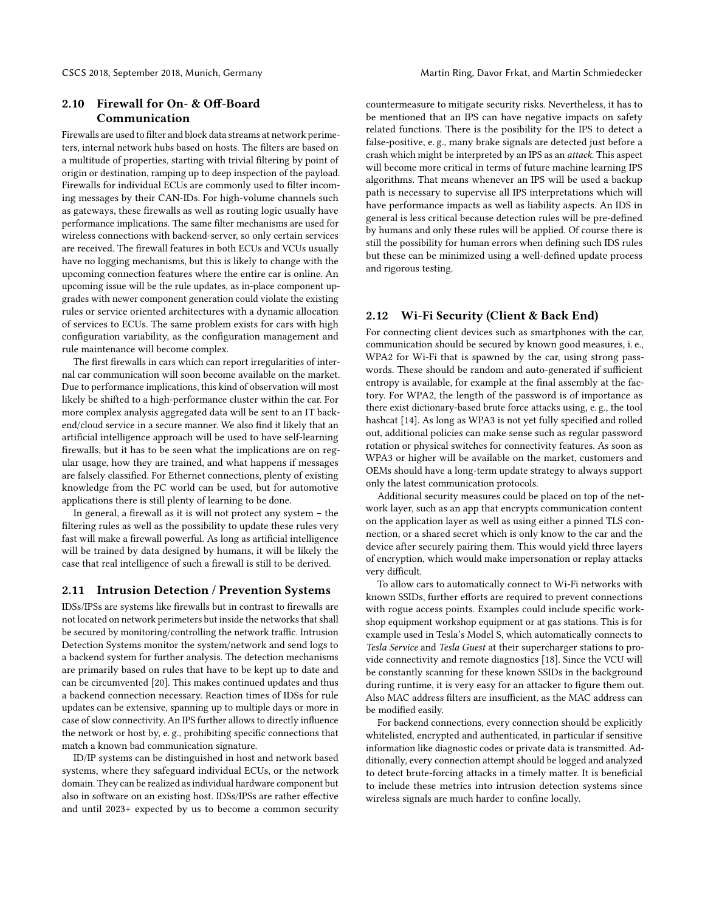### 2.10 Firewall for On- & Off-Board Communication

Firewalls are used to filter and block data streams at network perimeters, internal network hubs based on hosts. The filters are based on a multitude of properties, starting with trivial filtering by point of origin or destination, ramping up to deep inspection of the payload. Firewalls for individual ECUs are commonly used to filter incoming messages by their CAN-IDs. For high-volume channels such as gateways, these firewalls as well as routing logic usually have performance implications. The same filter mechanisms are used for wireless connections with backend-server, so only certain services are received. The firewall features in both ECUs and VCUs usually have no logging mechanisms, but this is likely to change with the upcoming connection features where the entire car is online. An upcoming issue will be the rule updates, as in-place component upgrades with newer component generation could violate the existing rules or service oriented architectures with a dynamic allocation of services to ECUs. The same problem exists for cars with high configuration variability, as the configuration management and rule maintenance will become complex.

The first firewalls in cars which can report irregularities of internal car communication will soon become available on the market. Due to performance implications, this kind of observation will most likely be shifted to a high-performance cluster within the car. For more complex analysis aggregated data will be sent to an IT backend/cloud service in a secure manner. We also find it likely that an artificial intelligence approach will be used to have self-learning firewalls, but it has to be seen what the implications are on regular usage, how they are trained, and what happens if messages are falsely classified. For Ethernet connections, plenty of existing knowledge from the PC world can be used, but for automotive applications there is still plenty of learning to be done.

In general, a firewall as it is will not protect any system – the filtering rules as well as the possibility to update these rules very fast will make a firewall powerful. As long as artificial intelligence will be trained by data designed by humans, it will be likely the case that real intelligence of such a firewall is still to be derived.

### 2.11 Intrusion Detection / Prevention Systems

IDSs/IPSs are systems like firewalls but in contrast to firewalls are not located on network perimeters but inside the networks that shall be secured by monitoring/controlling the network traffic. Intrusion Detection Systems monitor the system/network and send logs to a backend system for further analysis. The detection mechanisms are primarily based on rules that have to be kept up to date and can be circumvented [20]. This makes continued updates and thus a backend connection necessary. Reaction times of IDSs for rule updates can be extensive, spanning up to multiple days or more in case of slow connectivity. An IPS further allows to directly influence the network or host by, e. g., prohibiting specific connections that match a known bad communication signature.

ID/IP systems can be distinguished in host and network based systems, where they safeguard individual ECUs, or the network domain. They can be realized as individual hardware component but also in software on an existing host. IDSs/IPSs are rather effective and until 2023+ expected by us to become a common security countermeasure to mitigate security risks. Nevertheless, it has to be mentioned that an IPS can have negative impacts on safety related functions. There is the posibility for the IPS to detect a false-positive, e. g., many brake signals are detected just before a crash which might be interpreted by an IPS as an *attack*. This aspect will become more critical in terms of future machine learning IPS algorithms. That means whenever an IPS will be used a backup path is necessary to supervise all IPS interpretations which will have performance impacts as well as liability aspects. An IDS in general is less critical because detection rules will be pre-defined by humans and only these rules will be applied. Of course there is still the possibility for human errors when defining such IDS rules but these can be minimized using a well-defined update process and rigorous testing.

### 2.12 Wi-Fi Security (Client & Back End)

For connecting client devices such as smartphones with the car, communication should be secured by known good measures, i. e., WPA2 for Wi-Fi that is spawned by the car, using strong passwords. These should be random and auto-generated if sufficient entropy is available, for example at the final assembly at the factory. For WPA2, the length of the password is of importance as there exist dictionary-based brute force attacks using, e. g., the tool hashcat [14]. As long as WPA3 is not yet fully specified and rolled out, additional policies can make sense such as regular password rotation or physical switches for connectivity features. As soon as WPA3 or higher will be available on the market, customers and OEMs should have a long-term update strategy to always support only the latest communication protocols.

Additional security measures could be placed on top of the network layer, such as an app that encrypts communication content on the application layer as well as using either a pinned TLS connection, or a shared secret which is only know to the car and the device after securely pairing them. This would yield three layers of encryption, which would make impersonation or replay attacks very difficult.

To allow cars to automatically connect to Wi-Fi networks with known SSIDs, further efforts are required to prevent connections with rogue access points. Examples could include specific workshop equipment workshop equipment or at gas stations. This is for example used in Tesla's Model S, which automatically connects to *Tesla Service* and *Tesla Guest* at their supercharger stations to provide connectivity and remote diagnostics [18]. Since the VCU will be constantly scanning for these known SSIDs in the background during runtime, it is very easy for an attacker to figure them out. Also MAC address filters are insufficient, as the MAC address can be modified easily.

For backend connections, every connection should be explicitly whitelisted, encrypted and authenticated, in particular if sensitive information like diagnostic codes or private data is transmitted. Additionally, every connection attempt should be logged and analyzed to detect brute-forcing attacks in a timely matter. It is beneficial to include these metrics into intrusion detection systems since wireless signals are much harder to confine locally.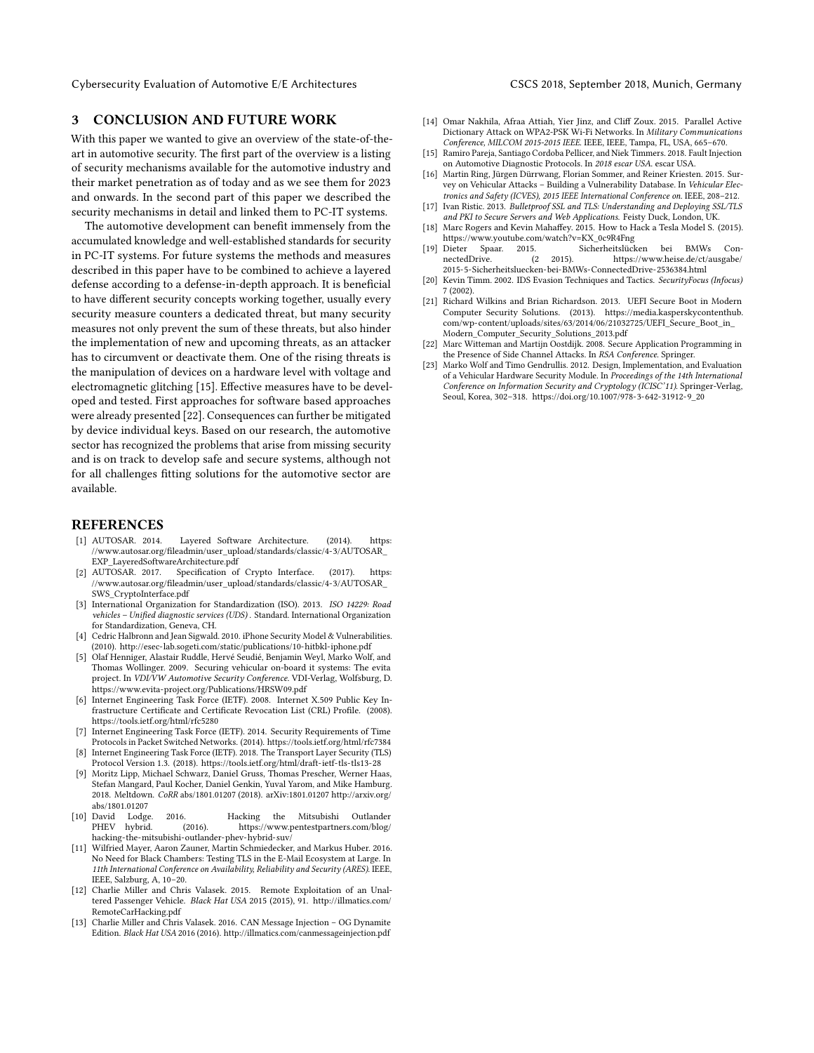## 3 CONCLUSION AND FUTURE WORK

With this paper we wanted to give an overview of the state-of-the-art in automotive security. The first part of the overview is a listing of security mechanisms available for the automotive industry and their market penetration as of today and as we see them for 2023 and onwards. In the second part of this paper we described the security mechanisms in detail and linked them to PC-IT systems.

The automotive development can benefit immensely from the accumulated knowledge and well-established standards for security in PC-IT systems. For future systems the methods and measures described in this paper have to be combined to achieve a layered defense according to a defense-in-depth approach. It is beneficial to have different security concepts working together, usually every security measure counters a dedicated threat, but many security measures not only prevent the sum of these threats, but also hinder the implementation of new and upcoming threats, as an attacker has to circumvent or deactivate them. One of the rising threats is the manipulation of devices on a hardware level with voltage and electromagnetic glitching [15]. Effective measures have to be developed and tested. First approaches for software based approaches were already presented [22]. Consequences can further be mitigated by device individual keys. Based on our research, the automotive sector has recognized the problems that arise from missing security and is on track to develop safe and secure systems, although not for all challenges fitting solutions for the automotive sector are available.

## REFERENCES

- [1] AUTOSAR. 2014. Layered Software Architecture. (2014). https://www.autosar.org/fileadmin/user_upload/standards/classic/4-3/AUTOSAR_EXP_LayeredSoftwareArchitecture.pdf
- [2] AUTOSAR. 2017. Specification of Crypto Interface. (2017). https://www.autosar.org/fileadmin/user_upload/standards/classic/4-3/AUTOSAR_SWS_CryptoInterface.pdf
- [3] International Organization for Standardization (ISO). 2013. *ISO 14229: Road vehicles – Unified diagnostic services (UDS)*. Standard. International Organization for Standardization, Geneva, CH.
- [4] Cedric Halbronn and Jean Sigwald. 2010. iPhone Security Model & Vulnerabilities. (2010). http://esec-lab.sogeti.com/static/publications/10-hitbkl-iphone.pdf
- [5] Olaf Henniger, Alastair Ruddle, Hervé Seudié, Benjamin Weyl, Marko Wolf, and Thomas Wollinger. 2009. Securing vehicular on-board it systems: The evita project. In *VDI/VW Automotive Security Conference*. VDI-Verlag, Wolfsburg, D. https://www.evita-project.org/Publications/HRSW09.pdf
- [6] Internet Engineering Task Force (IETF). 2008. Internet X.509 Public Key Infrastructure Certificate and Certificate Revocation List (CRL) Profile. (2008). https://tools.ietf.org/html/rfc5280
- [7] Internet Engineering Task Force (IETF). 2014. Security Requirements of Time Protocols in Packet Switched Networks. (2014). https://tools.ietf.org/html/rfc7384
- [8] Internet Engineering Task Force (IETF). 2018. The Transport Layer Security (TLS) Protocol Version 1.3. (2018). https://tools.ietf.org/html/draft-ietf-tls-tls13-28
- [9] Moritz Lipp, Michael Schwarz, Daniel Gruss, Thomas Prescher, Werner Haas, Stefan Mangard, Paul Kocher, Daniel Genkin, Yuval Yarom, and Mike Hamburg. 2018. Meltdown. *CoRR* abs/1801.01207 (2018). arXiv:1801.01207 http://arxiv.org/abs/1801.01207
- [10] David Lodge. 2016. Hacking the Mitsubishi Outlander PHEV hybrid. (2016). https://www.pentestpartners.com/blog/hacking-the-mitsubishi-outlander-phev-hybrid-suv/
- [11] Wilfried Mayer, Aaron Zauner, Martin Schmiedecker, and Markus Huber. 2016. No Need for Black Chambers: Testing TLS in the E-Mail Ecosystem at Large. In *11th International Conference on Availability, Reliability and Security (ARES)*. IEEE, IEEE, Salzburg, A, 10–20.
- [12] Charlie Miller and Chris Valasek. 2015. Remote Exploitation of an Unaltered Passenger Vehicle. *Black Hat USA* 2015 (2015), 91. http://illmatics.com/RemoteCarHacking.pdf
- [13] Charlie Miller and Chris Valasek. 2016. CAN Message Injection – OG Dynamite Edition. *Black Hat USA* 2016 (2016). http://illmatics.com/canmessageinjection.pdf
- [14] Omar Nakhila, Afraa Attiah, Yier Jinz, and Cliff Zoux. 2015. Parallel Active Dictionary Attack on WPA2-PSK Wi-Fi Networks. In *Military Communications Conference, MILCOM 2015-2015 IEEE*. IEEE, IEEE, Tampa, FL, USA, 665–670.
- [15] Ramiro Pareja, Santiago Cordoba Pellicer, and Niek Timmers. 2018. Fault Injection on Automotive Diagnostic Protocols. In *2018 escar USA*. escar USA.
- [16] Martin Ring, Jürgen Dürrwang, Florian Sommer, and Reiner Kriesten. 2015. Survey on Vehicular Attacks – Building a Vulnerability Database. In *Vehicular Electronics and Safety (ICVES), 2015 IEEE International Conference on*. IEEE, 208–212.
- [17] Ivan Ristic. 2013. *Bulletproof SSL and TLS: Understanding and Deploying SSL/TLS and PKI to Secure Servers and Web Applications*. Feisty Duck, London, UK.
- [18] Marc Rogers and Kevin Mahaffey. 2015. How to Hack a Tesla Model S. (2015). https://www.youtube.com/watch?v=KX_0c9R4Fng
- [19] Dieter Spaar. 2015. Sicherheitslücken bei BMWs ConnectedDrive. (2 2015). https://www.heise.de/ct/ausgabe/2015-5-Sicherheitsluecken-bei-BMWs-ConnectedDrive-2536384.html
- [20] Kevin Timm. 2002. IDS Evasion Techniques and Tactics. *SecurityFocus (Infocus)* 7 (2002).
- [21] Richard Wilkins and Brian Richardson. 2013. UEFI Secure Boot in Modern Computer Security Solutions. (2013). https://media.kasperskycontenthub.com/wp-content/uploads/sites/63/2014/06/21032725/UEFI_Secure_Boot_in_Modern_Computer_Security_Solutions_2013.pdf
- [22] Marc Witteman and Martijn Oostdijk. 2008. Secure Application Programming in the Presence of Side Channel Attacks. In *RSA Conference*. Springer.
- [23] Marko Wolf and Timo Gendrullis. 2012. Design, Implementation, and Evaluation of a Vehicular Hardware Security Module. In *Proceedings of the 14th International Conference on Information Security and Cryptology (ICISC'11)*. Springer-Verlag, Seoul, Korea, 302–318. https://doi.org/10.1007/978-3-642-31912-9_20